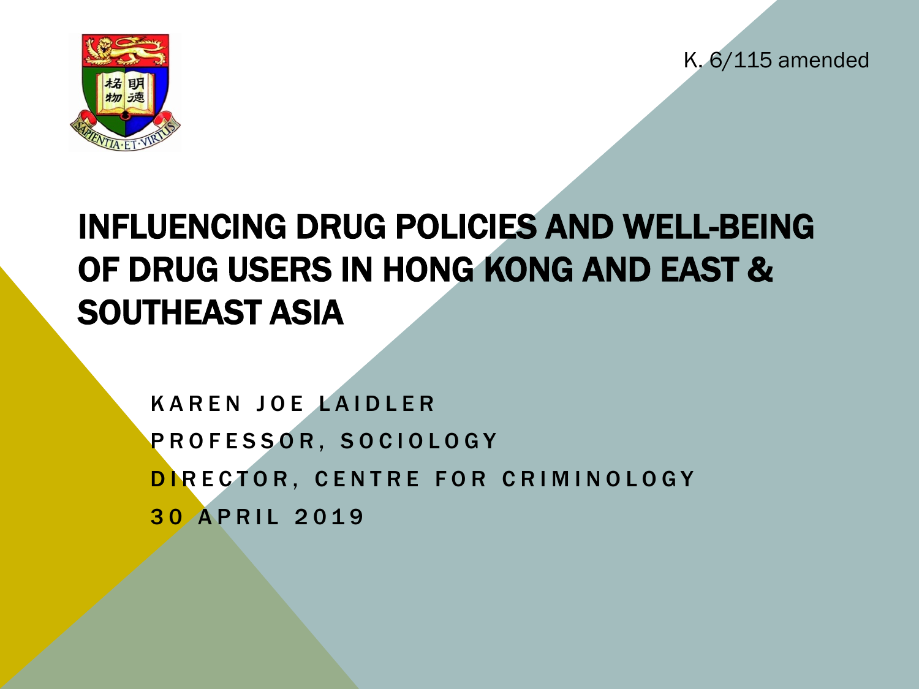K. 6/115 amended

# INFLUENCING DRUG POLICIES AND WELL-BEING OF DRUG USERS IN HONG KONG AND EAST & SOUTHEAST ASIA

KAREN JOE LAIDLER

PROFESSOR, SOCIOLOGY

DIRECTOR, CENTRE FOR CRIMINOLOGY

30 APRIL 2019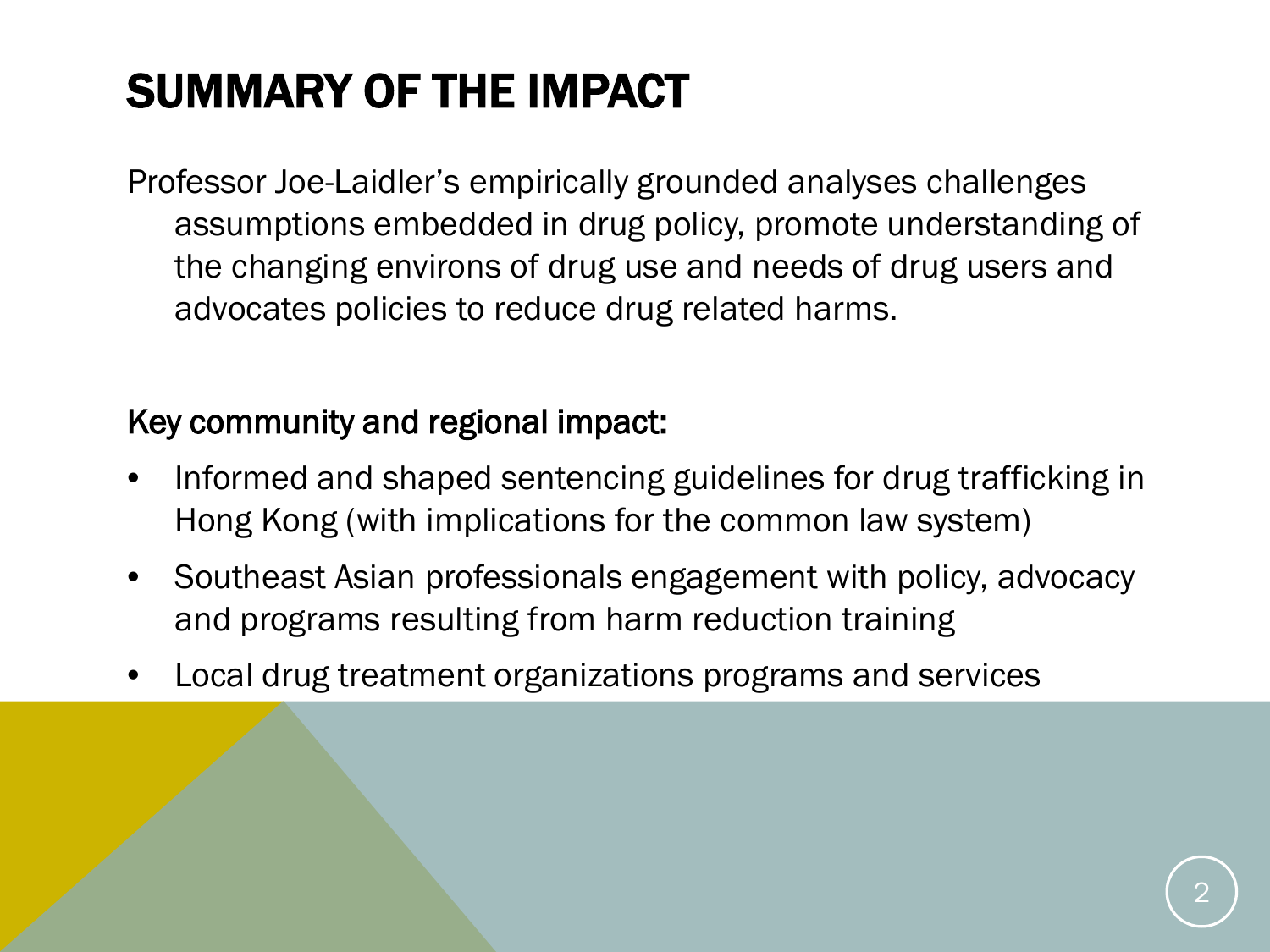# SUMMARY OF THE IMPACT

Professor Joe-Laidler's empirically grounded analyses challenges assumptions embedded in drug policy, promote understanding of the changing environs of drug use and needs of drug users and advocates policies to reduce drug related harms.

## Key community and regional impact:

- Informed and shaped sentencing guidelines for drug trafficking in Hong Kong (with implications for the common law system)
- Southeast Asian professionals engagement with policy, advocacy and programs resulting from harm reduction training
- Local drug treatment organizations programs and services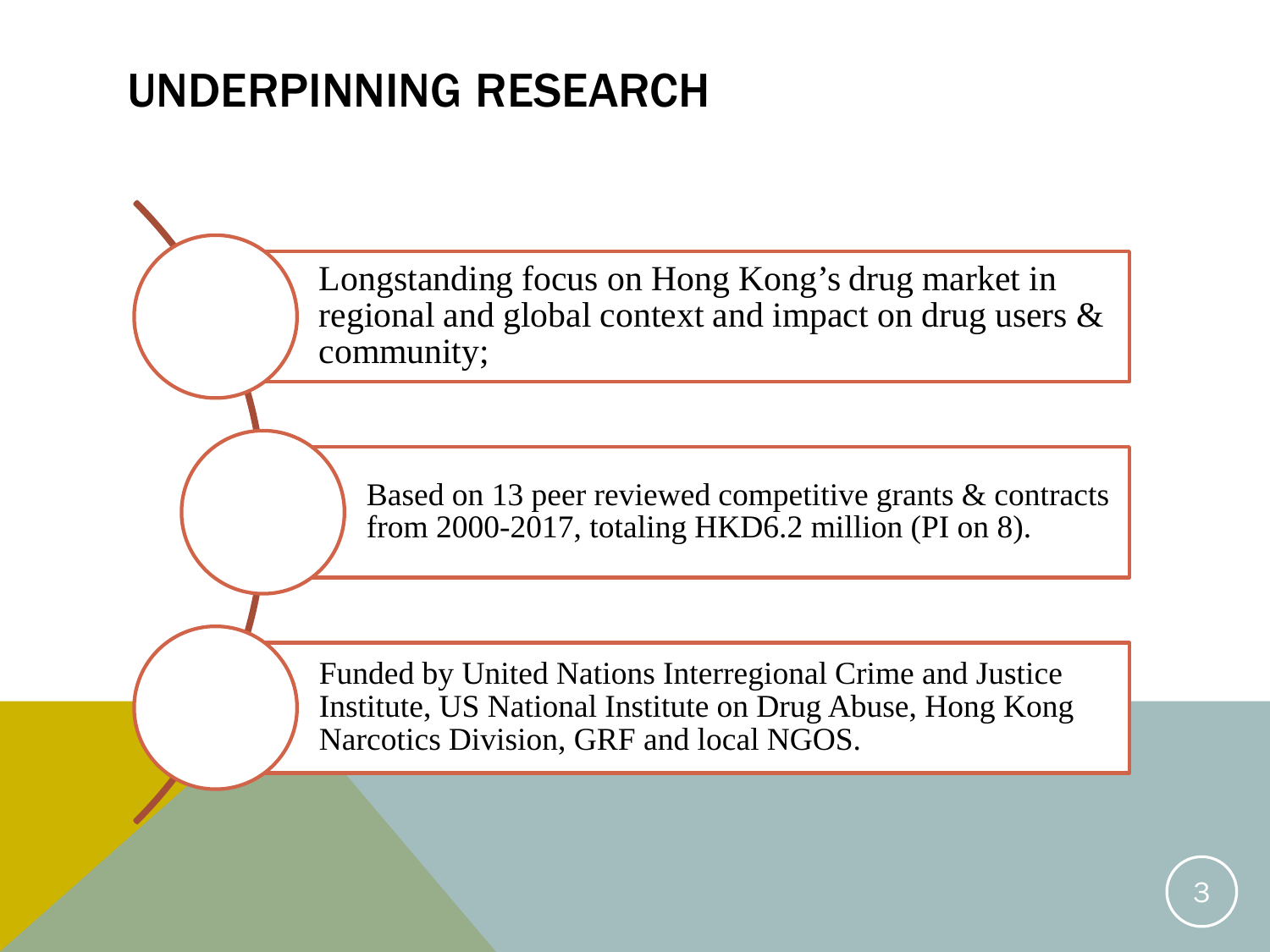# UNDERPINNING RESEARCH

- Longstanding focus on Hong Kong's drug market in regional and global context and impact on drug users & community;
- Based on 13 peer reviewed competitive grants & contracts from 2000-2017, totaling HKD6.2 million (PI on 8).
- Funded by United Nations Interregional Crime and Justice Institute, US National Institute on Drug Abuse, Hong Kong Narcotics Division, GRF and local NGOS.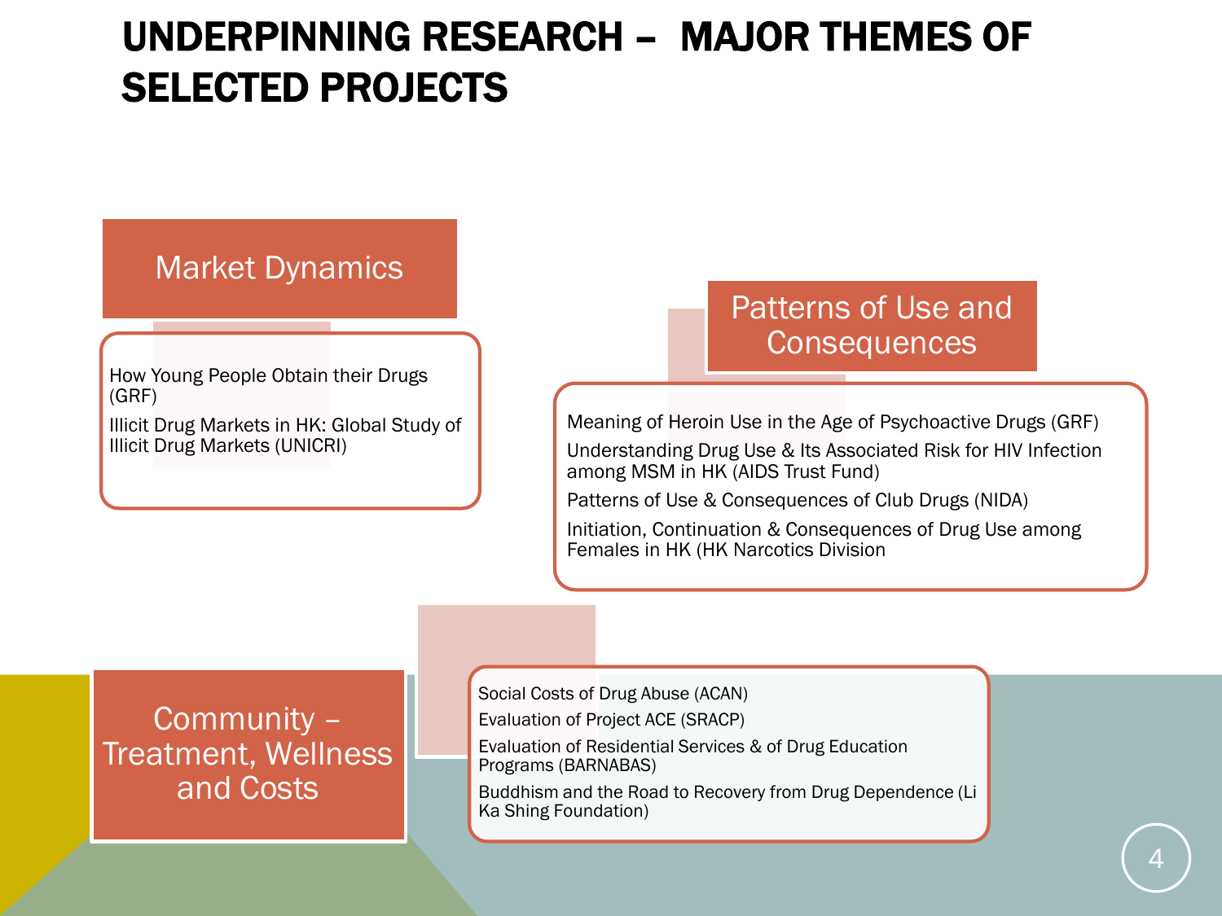# UNDERPINNING RESEARCH – MAJOR THEMES OF SELECTED PROJECTS

## Market Dynamics

- How Young People Obtain their Drugs (GRF)
- Illicit Drug Markets in HK: Global Study of Illicit Drug Markets (UNICRI)

## Patterns of Use and Consequences

- Meaning of Heroin Use in the Age of Psychoactive Drugs (GRF)
- Understanding Drug Use & Its Associated Risk for HIV Infection among MSM in HK (AIDS Trust Fund)
- Patterns of Use & Consequences of Club Drugs (NIDA)
- Initiation, Continuation & Consequences of Drug Use among Females in HK (HK Narcotics Division

## Community – Treatment, Wellness and Costs

- Social Costs of Drug Abuse (ACAN)
- Evaluation of Project ACE (SRACP)
- Evaluation of Residential Services & of Drug Education Programs (BARNABAS)
- Buddhism and the Road to Recovery from Drug Dependence (Li Ka Shing Foundation)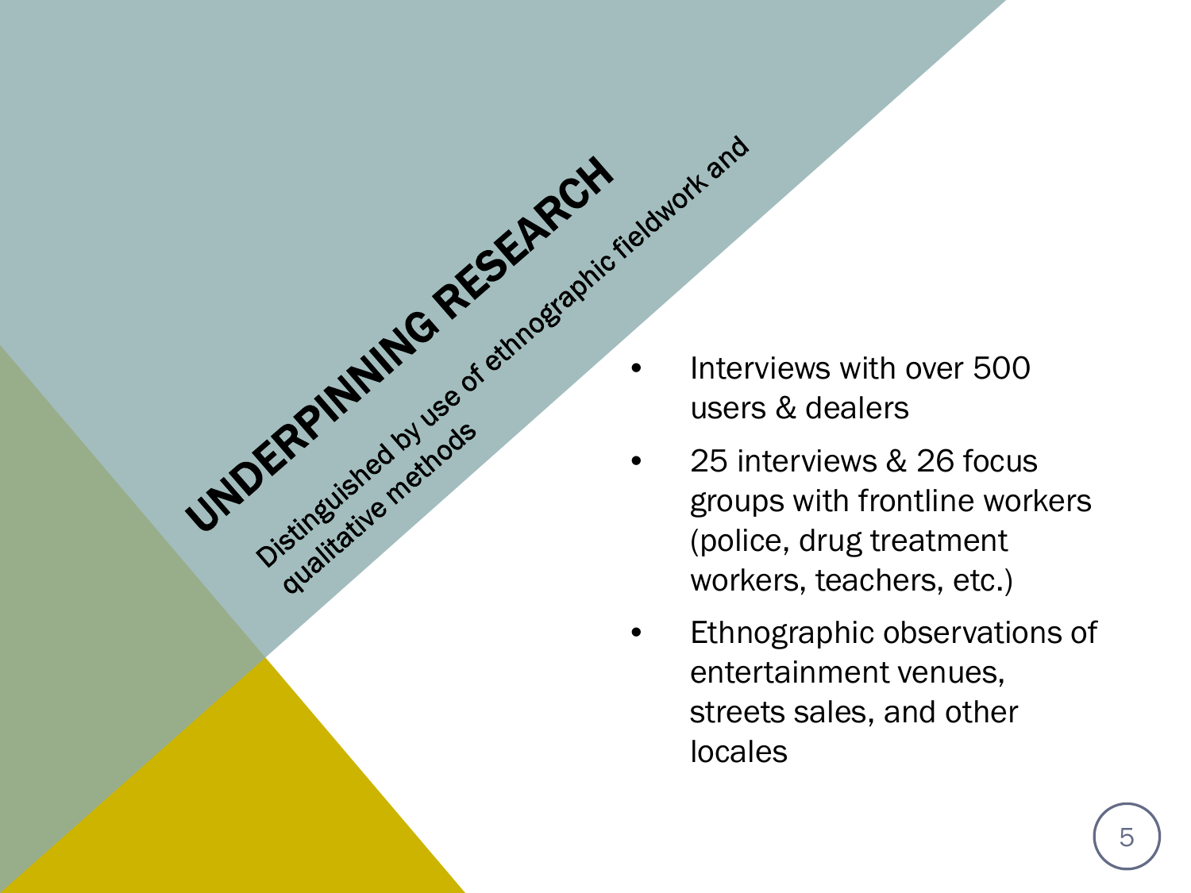# UNDERPINNING RESEARCH

Distinguished by use of ethnographic fieldwork and qualitative methods

- Interviews with over 500 users & dealers
- 25 interviews & 26 focus groups with frontline workers (police, drug treatment workers, teachers, etc.)
- Ethnographic observations of entertainment venues, streets sales, and other locales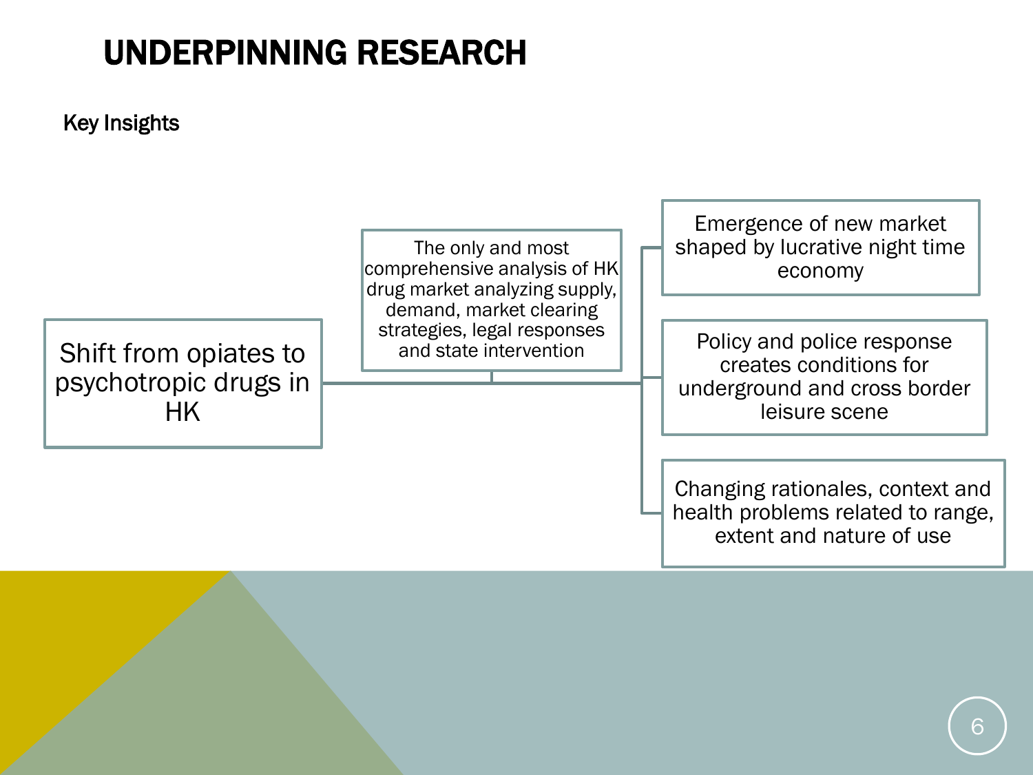# UNDERPINNING RESEARCH

Key Insights

- Shift from opiates to psychotropic drugs in HK
  - The only and most comprehensive analysis of HK drug market analyzing supply, demand, market clearing strategies, legal responses and state intervention
  - Emergence of new market shaped by lucrative night time economy
  - Policy and police response creates conditions for underground and cross border leisure scene
  - Changing rationales, context and health problems related to range, extent and nature of use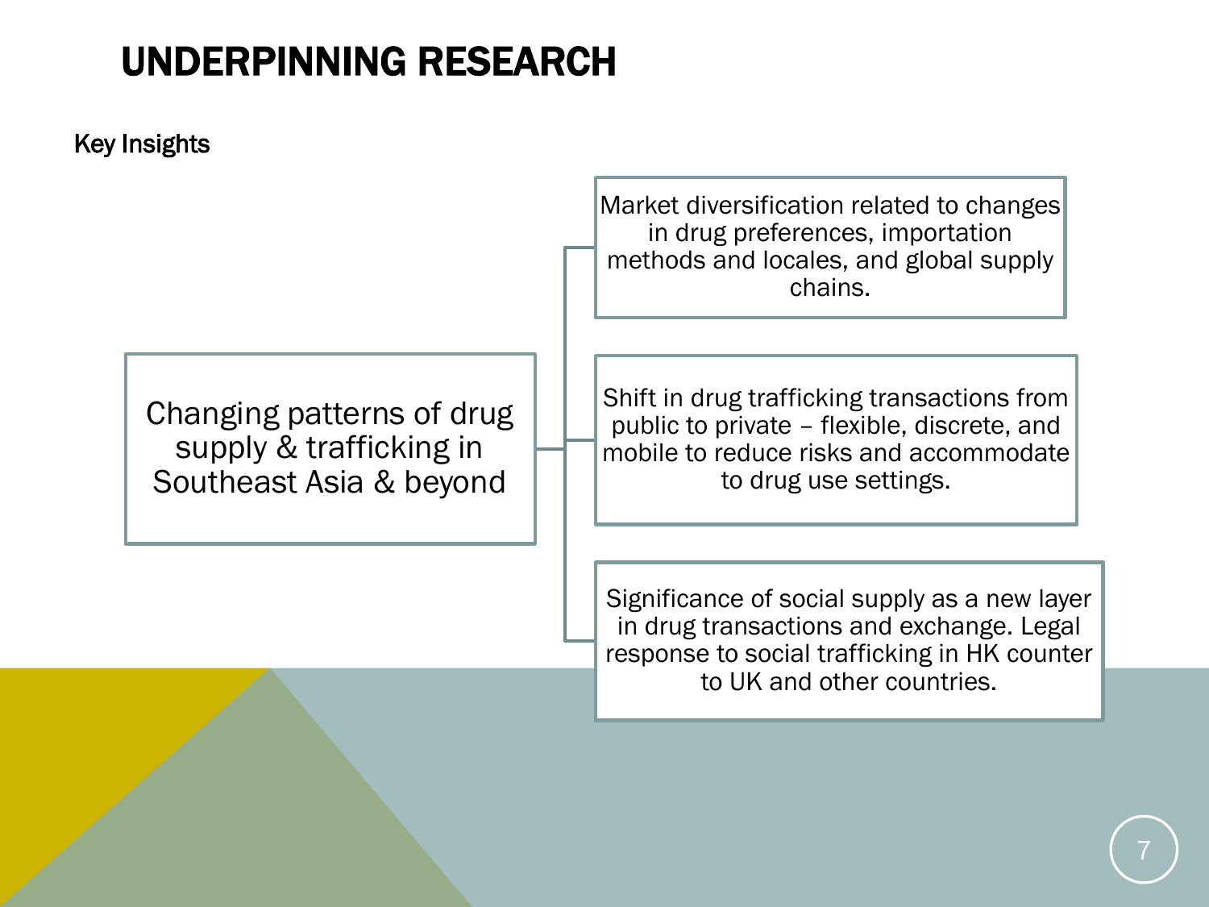# UNDERPINNING RESEARCH

Key Insights

**Changing patterns of drug supply & trafficking in Southeast Asia & beyond**

- Market diversification related to changes in drug preferences, importation methods and locales, and global supply chains.
- Shift in drug trafficking transactions from public to private – flexible, discrete, and mobile to reduce risks and accommodate to drug use settings.
- Significance of social supply as a new layer in drug transactions and exchange. Legal response to social trafficking in HK counter to UK and other countries.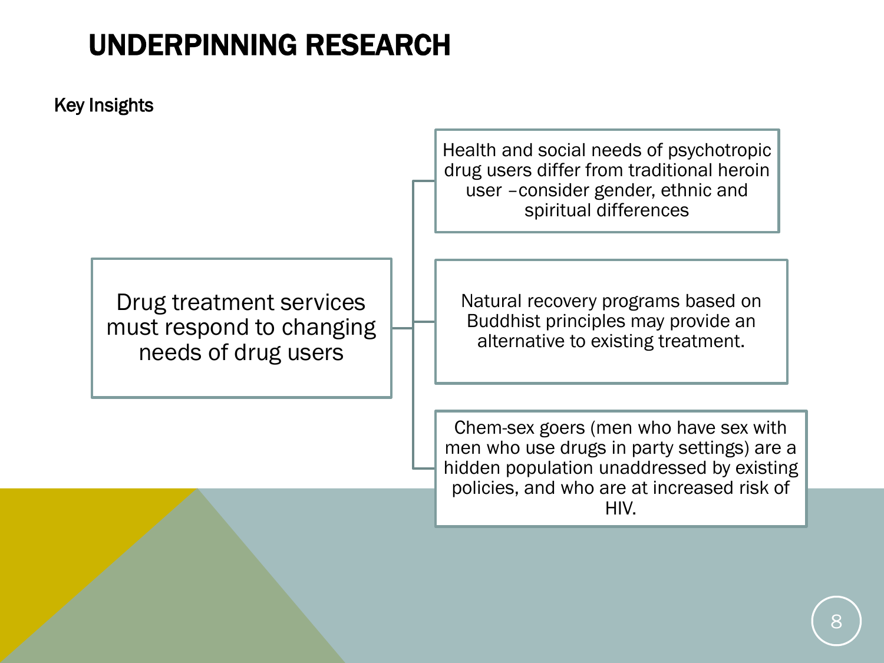# UNDERPINNING RESEARCH

Key Insights

Drug treatment services must respond to changing needs of drug users

- Health and social needs of psychotropic drug users differ from traditional heroin user –consider gender, ethnic and spiritual differences
- Natural recovery programs based on Buddhist principles may provide an alternative to existing treatment.
- Chem-sex goers (men who have sex with men who use drugs in party settings) are a hidden population unaddressed by existing policies, and who are at increased risk of HIV.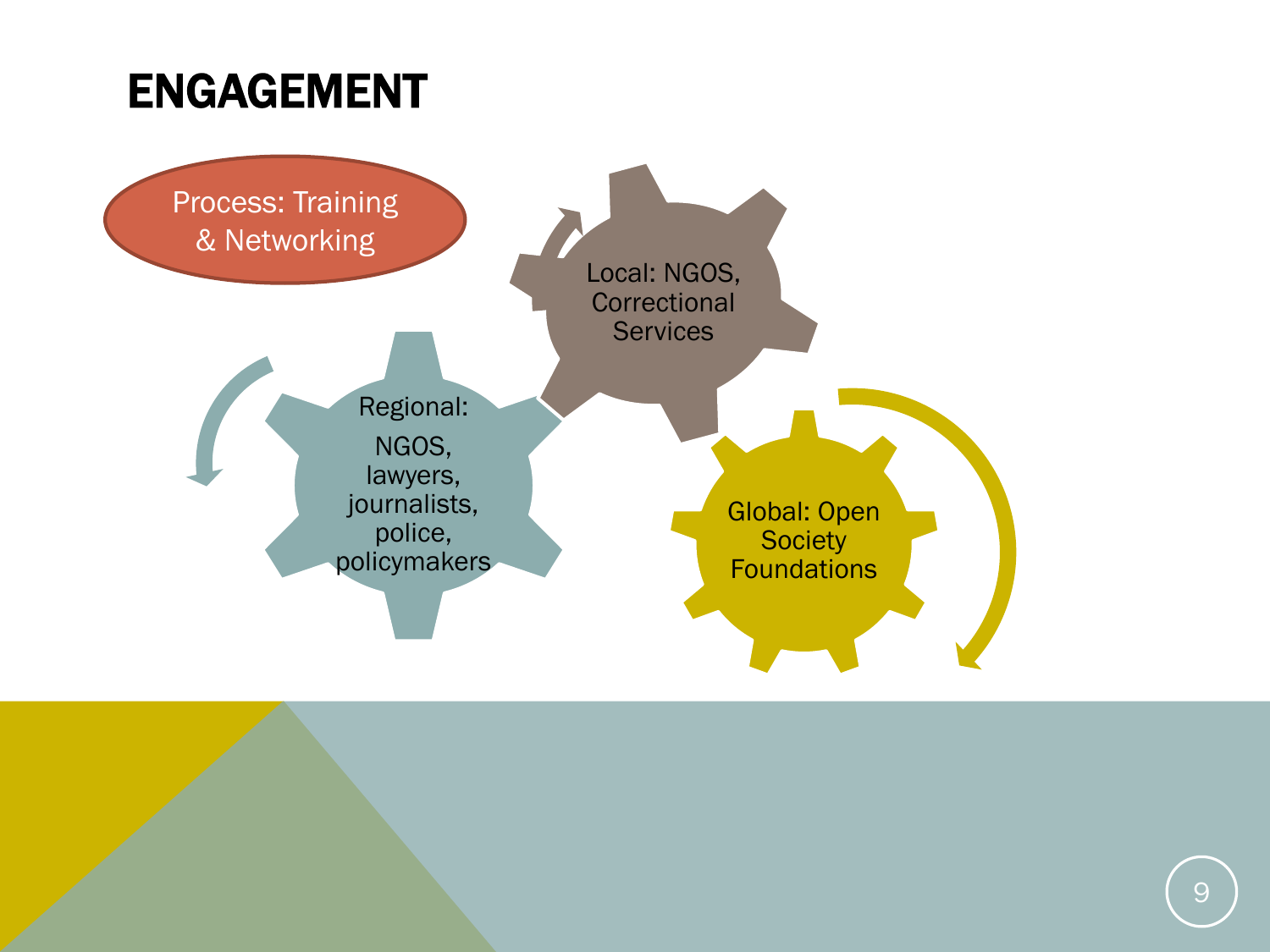# ENGAGEMENT

Process: Training & Networking

Local: NGOS, Correctional Services

Regional: NGOS, lawyers, journalists, police, policymakers

Global: Open Society Foundations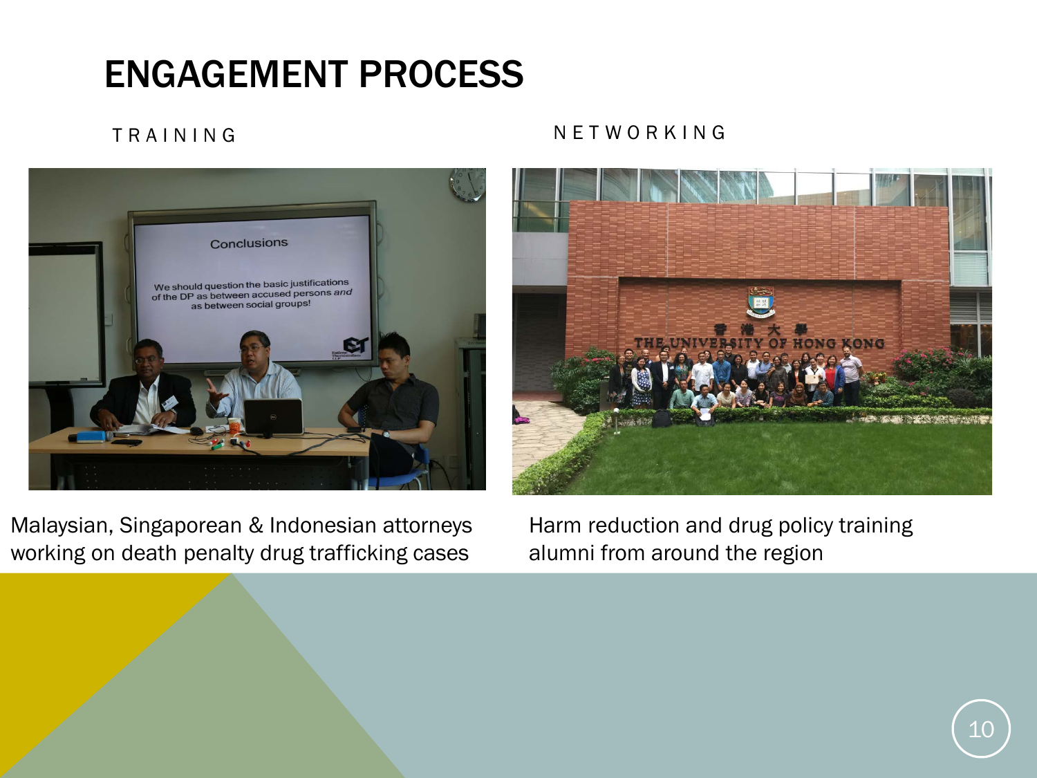# ENGAGEMENT PROCESS

## TRAINING

Malaysian, Singaporean & Indonesian attorneys working on death penalty drug trafficking cases

## NETWORKING

Harm reduction and drug policy training alumni from around the region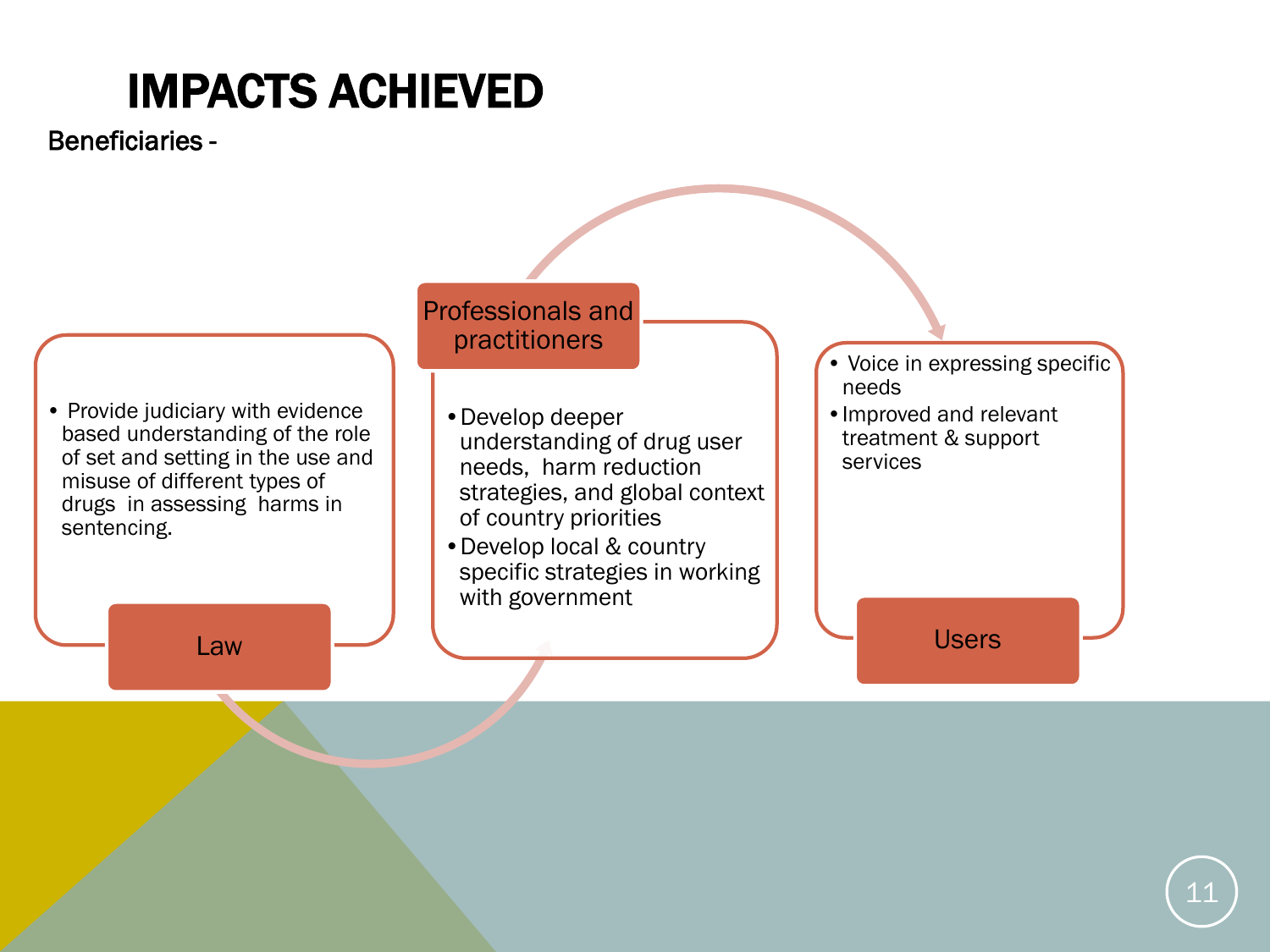# IMPACTS ACHIEVED

Beneficiaries -

### Law

- Provide judiciary with evidence based understanding of the role of set and setting in the use and misuse of different types of drugs in assessing harms in sentencing.

### Professionals and practitioners

- Develop deeper understanding of drug user needs, harm reduction strategies, and global context of country priorities
- Develop local & country specific strategies in working with government

### Users

- Voice in expressing specific needs
- Improved and relevant treatment & support services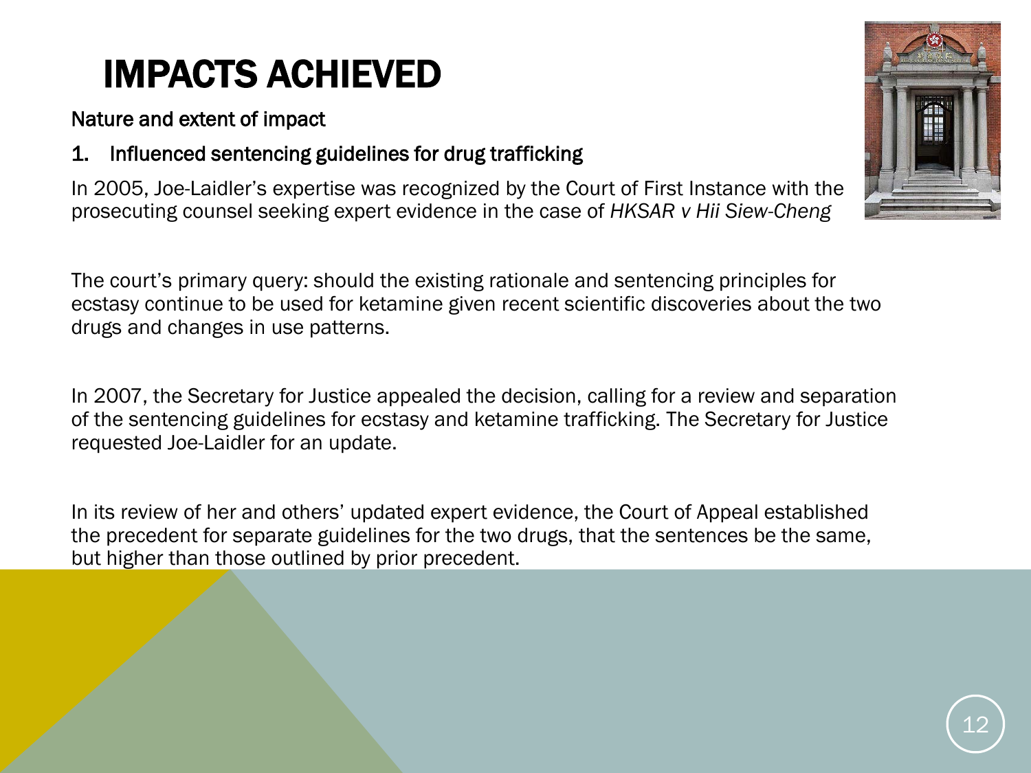# IMPACTS ACHIEVED

Nature and extent of impact

1. Influenced sentencing guidelines for drug trafficking

In 2005, Joe-Laidler's expertise was recognized by the Court of First Instance with the prosecuting counsel seeking expert evidence in the case of *HKSAR v Hii Siew-Cheng*

The court's primary query: should the existing rationale and sentencing principles for ecstasy continue to be used for ketamine given recent scientific discoveries about the two drugs and changes in use patterns.

In 2007, the Secretary for Justice appealed the decision, calling for a review and separation of the sentencing guidelines for ecstasy and ketamine trafficking. The Secretary for Justice requested Joe-Laidler for an update.

In its review of her and others' updated expert evidence, the Court of Appeal established the precedent for separate guidelines for the two drugs, that the sentences be the same, but higher than those outlined by prior precedent.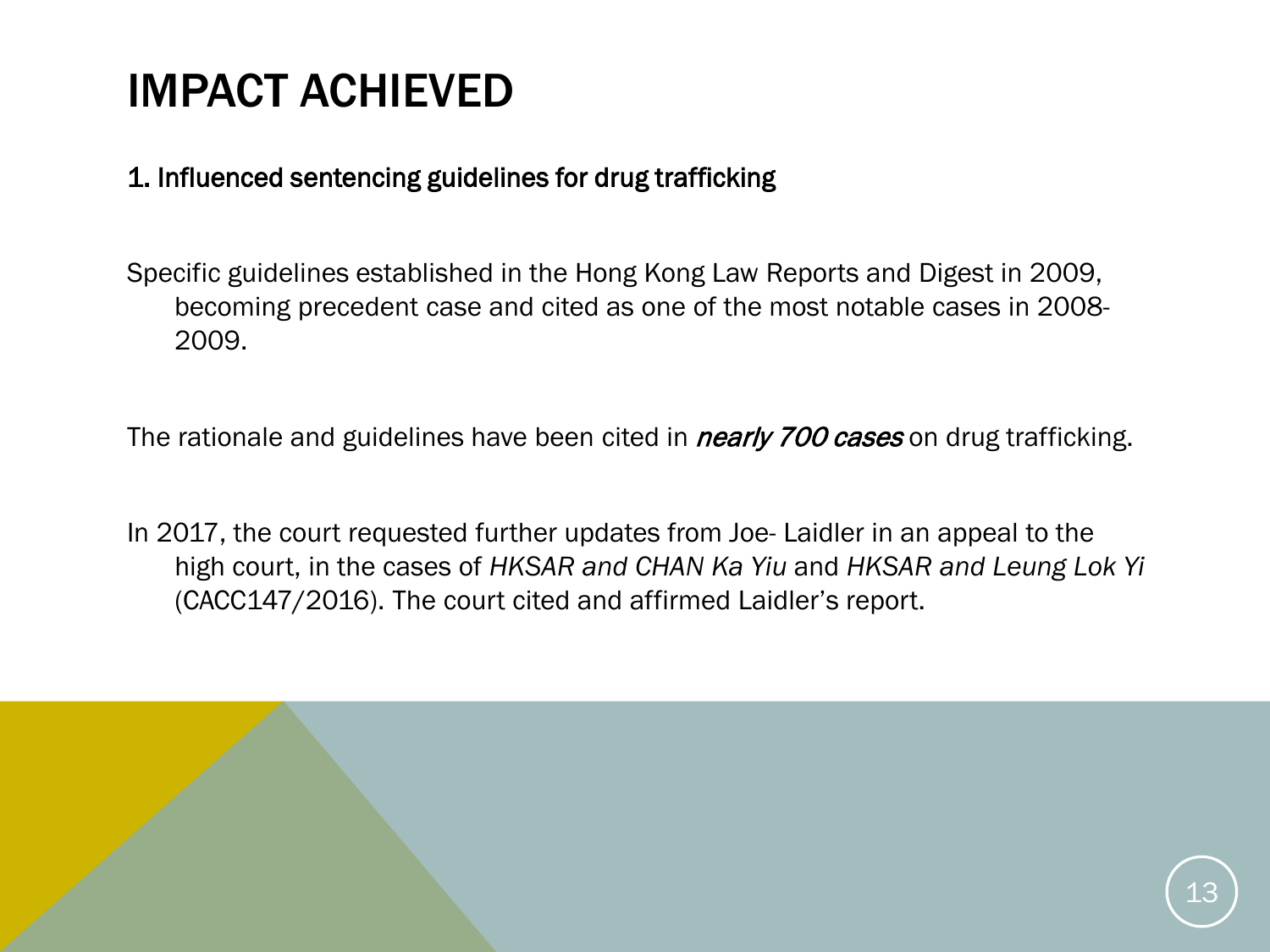# IMPACT ACHIEVED

1. Influenced sentencing guidelines for drug trafficking

Specific guidelines established in the Hong Kong Law Reports and Digest in 2009, becoming precedent case and cited as one of the most notable cases in 2008-2009.

The rationale and guidelines have been cited in ***nearly 700 cases*** on drug trafficking.

In 2017, the court requested further updates from Joe- Laidler in an appeal to the high court, in the cases of *HKSAR and CHAN Ka Yiu* and *HKSAR and Leung Lok Yi* (CACC147/2016). The court cited and affirmed Laidler's report.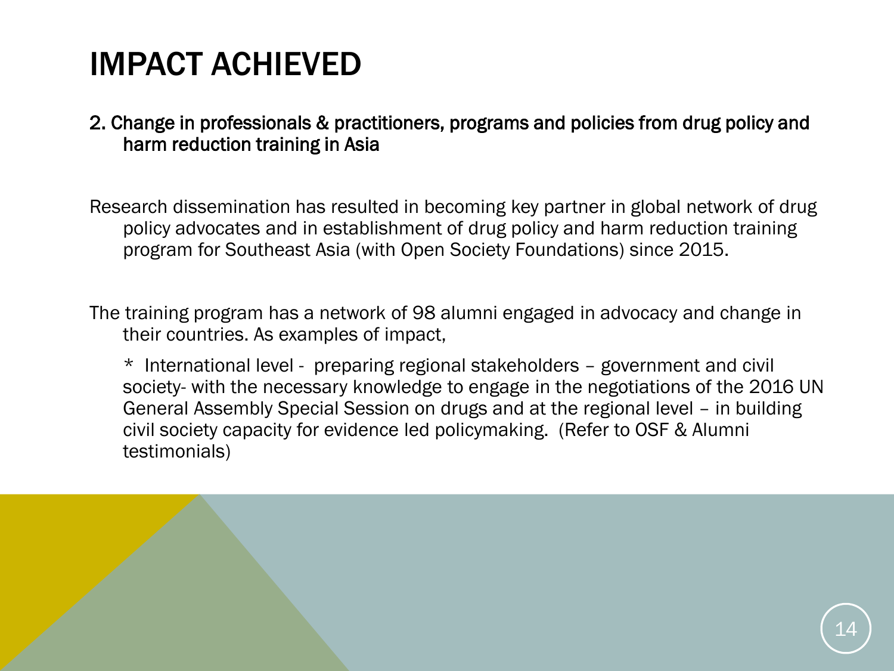# IMPACT ACHIEVED

2. Change in professionals & practitioners, programs and policies from drug policy and harm reduction training in Asia

Research dissemination has resulted in becoming key partner in global network of drug policy advocates and in establishment of drug policy and harm reduction training program for Southeast Asia (with Open Society Foundations) since 2015.

The training program has a network of 98 alumni engaged in advocacy and change in their countries. As examples of impact,

* International level - preparing regional stakeholders – government and civil society- with the necessary knowledge to engage in the negotiations of the 2016 UN General Assembly Special Session on drugs and at the regional level – in building civil society capacity for evidence led policymaking. (Refer to OSF & Alumni testimonials)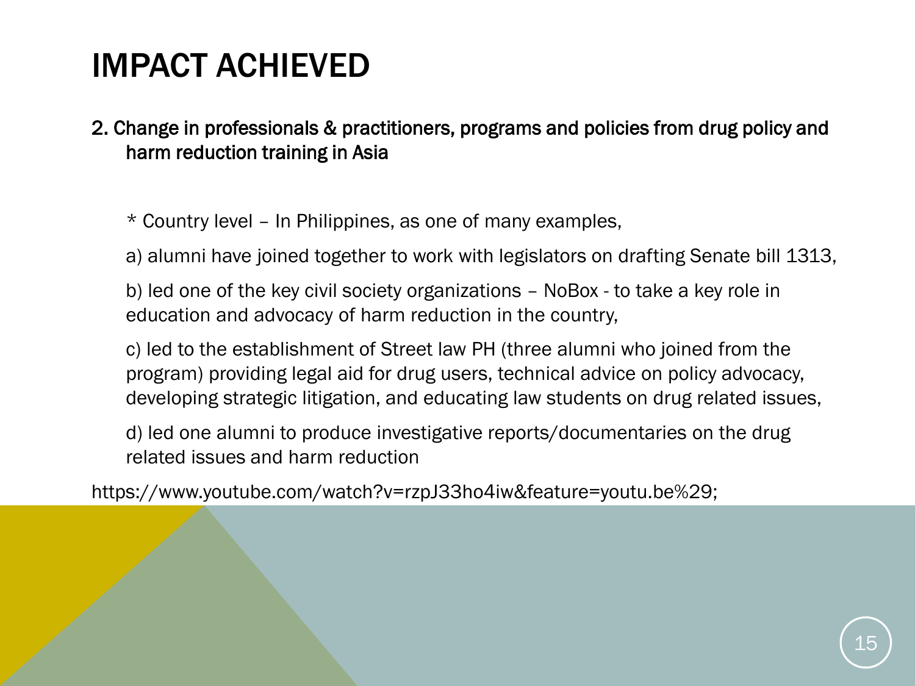# IMPACT ACHIEVED

2. Change in professionals & practitioners, programs and policies from drug policy and harm reduction training in Asia

* Country level – In Philippines, as one of many examples,

a) alumni have joined together to work with legislators on drafting Senate bill 1313,

b) led one of the key civil society organizations – NoBox - to take a key role in education and advocacy of harm reduction in the country,

c) led to the establishment of Street law PH (three alumni who joined from the program) providing legal aid for drug users, technical advice on policy advocacy, developing strategic litigation, and educating law students on drug related issues,

d) led one alumni to produce investigative reports/documentaries on the drug related issues and harm reduction

https://www.youtube.com/watch?v=rzpJ33ho4iw&feature=youtu.be%29;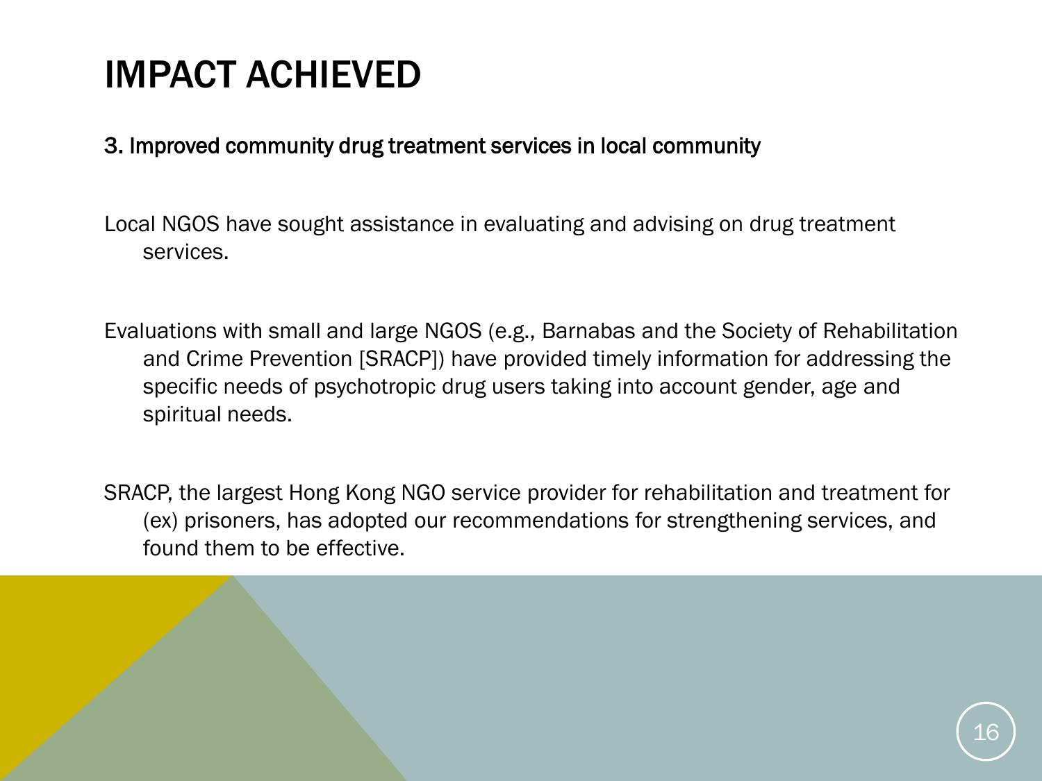# IMPACT ACHIEVED

3. Improved community drug treatment services in local community

Local NGOS have sought assistance in evaluating and advising on drug treatment services.

Evaluations with small and large NGOS (e.g., Barnabas and the Society of Rehabilitation and Crime Prevention [SRACP]) have provided timely information for addressing the specific needs of psychotropic drug users taking into account gender, age and spiritual needs.

SRACP, the largest Hong Kong NGO service provider for rehabilitation and treatment for (ex) prisoners, has adopted our recommendations for strengthening services, and found them to be effective.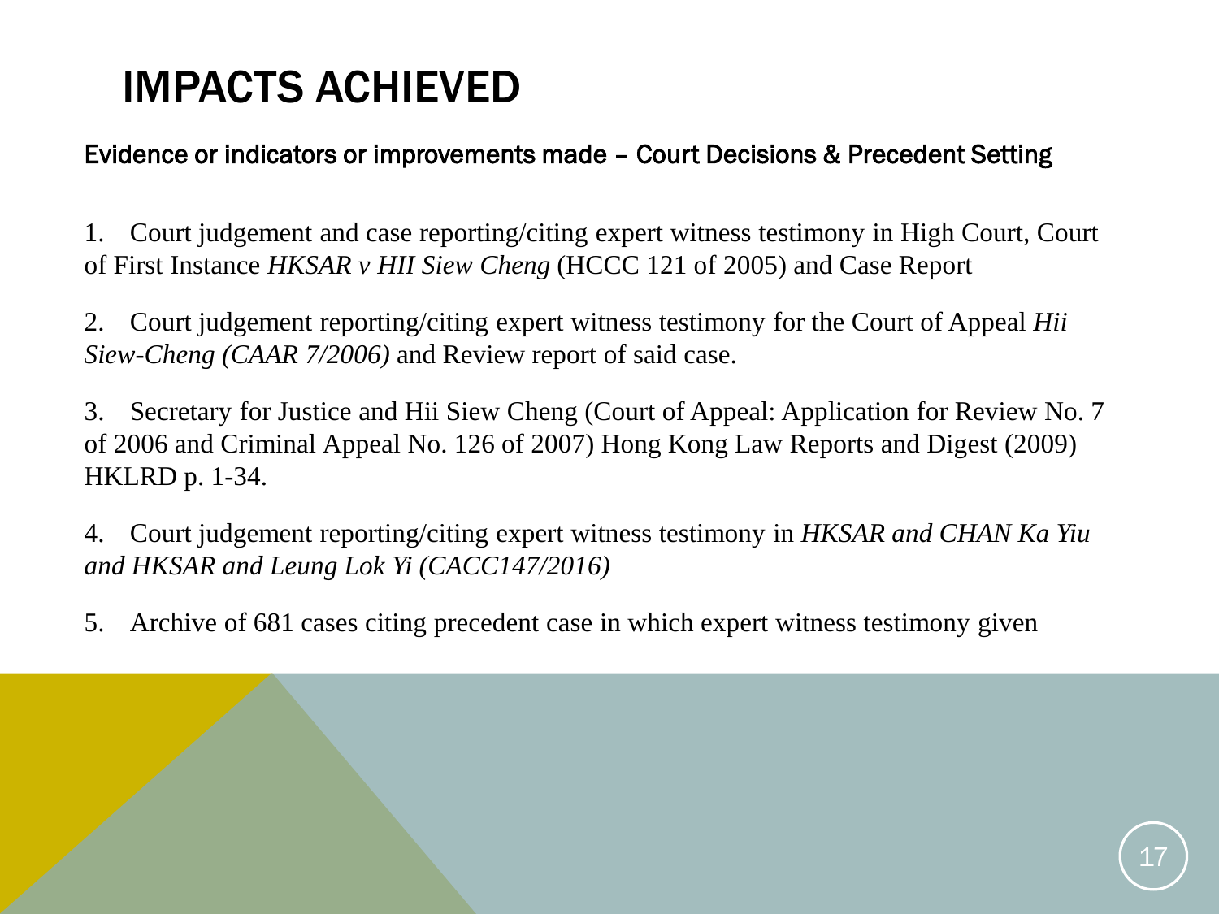# IMPACTS ACHIEVED

Evidence or indicators or improvements made – Court Decisions & Precedent Setting

1. Court judgement and case reporting/citing expert witness testimony in High Court, Court of First Instance *HKSAR v HII Siew Cheng* (HCCC 121 of 2005) and Case Report

2. Court judgement reporting/citing expert witness testimony for the Court of Appeal *Hii Siew-Cheng (CAAR 7/2006)* and Review report of said case.

3. Secretary for Justice and Hii Siew Cheng (Court of Appeal: Application for Review No. 7 of 2006 and Criminal Appeal No. 126 of 2007) Hong Kong Law Reports and Digest (2009) HKLRD p. 1-34.

4. Court judgement reporting/citing expert witness testimony in *HKSAR and CHAN Ka Yiu and HKSAR and Leung Lok Yi (CACC147/2016)*

5. Archive of 681 cases citing precedent case in which expert witness testimony given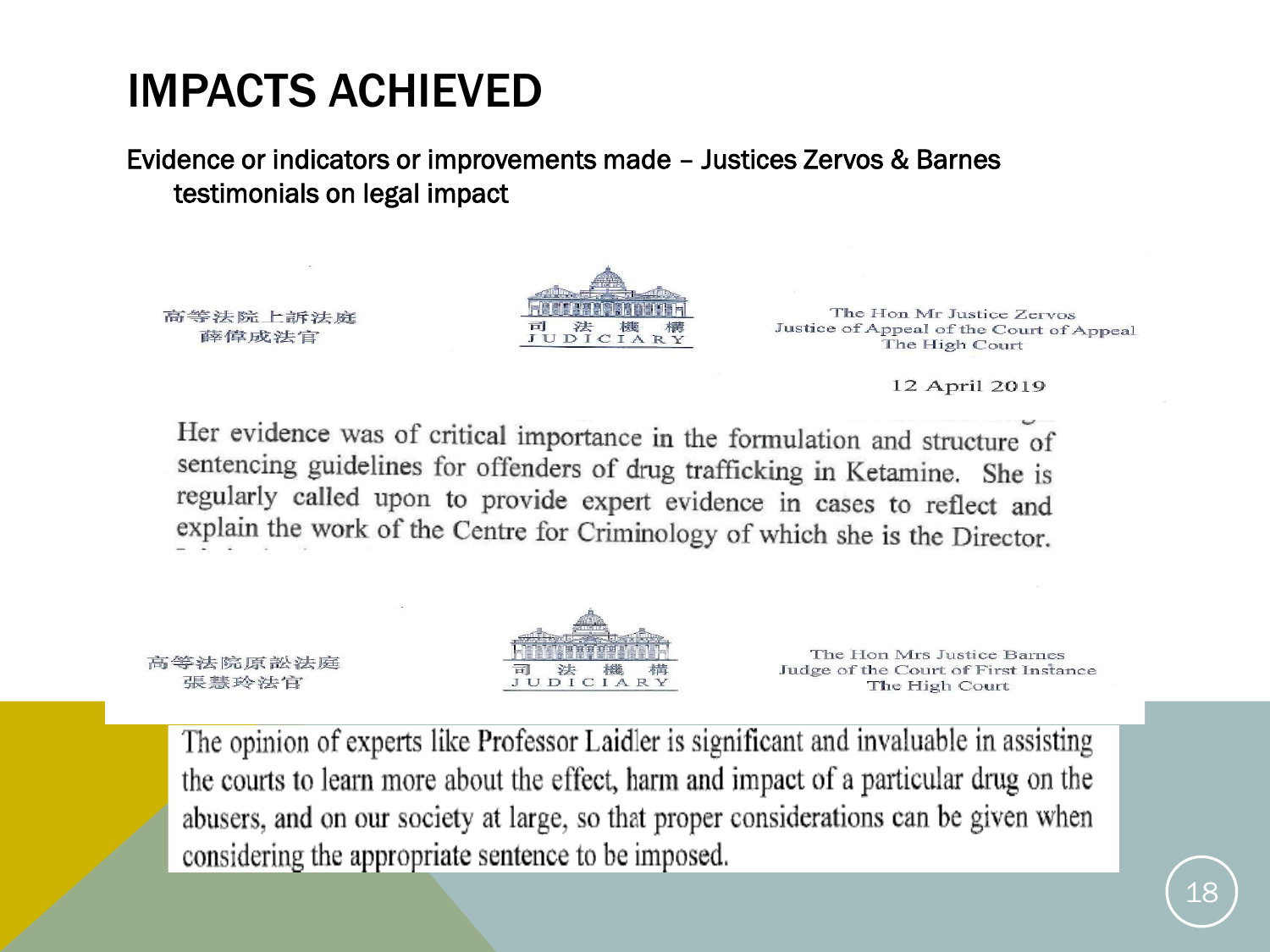# IMPACTS ACHIEVED

Evidence or indicators or improvements made – Justices Zervos & Barnes testimonials on legal impact

高等法院上訴法庭
薛偉成法官

司 法 機 構
JUDICIARY

The Hon Mr Justice Zervos
Justice of Appeal of the Court of Appeal
The High Court

12 April 2019

Her evidence was of critical importance in the formulation and structure of sentencing guidelines for offenders of drug trafficking in Ketamine. She is regularly called upon to provide expert evidence in cases to reflect and explain the work of the Centre for Criminology of which she is the Director.

高等法院原訟法庭
張慧玲法官

司 法 機 構
JUDICIARY

The Hon Mrs Justice Barnes
Judge of the Court of First Instance
The High Court

The opinion of experts like Professor Laidler is significant and invaluable in assisting the courts to learn more about the effect, harm and impact of a particular drug on the abusers, and on our society at large, so that proper considerations can be given when considering the appropriate sentence to be imposed.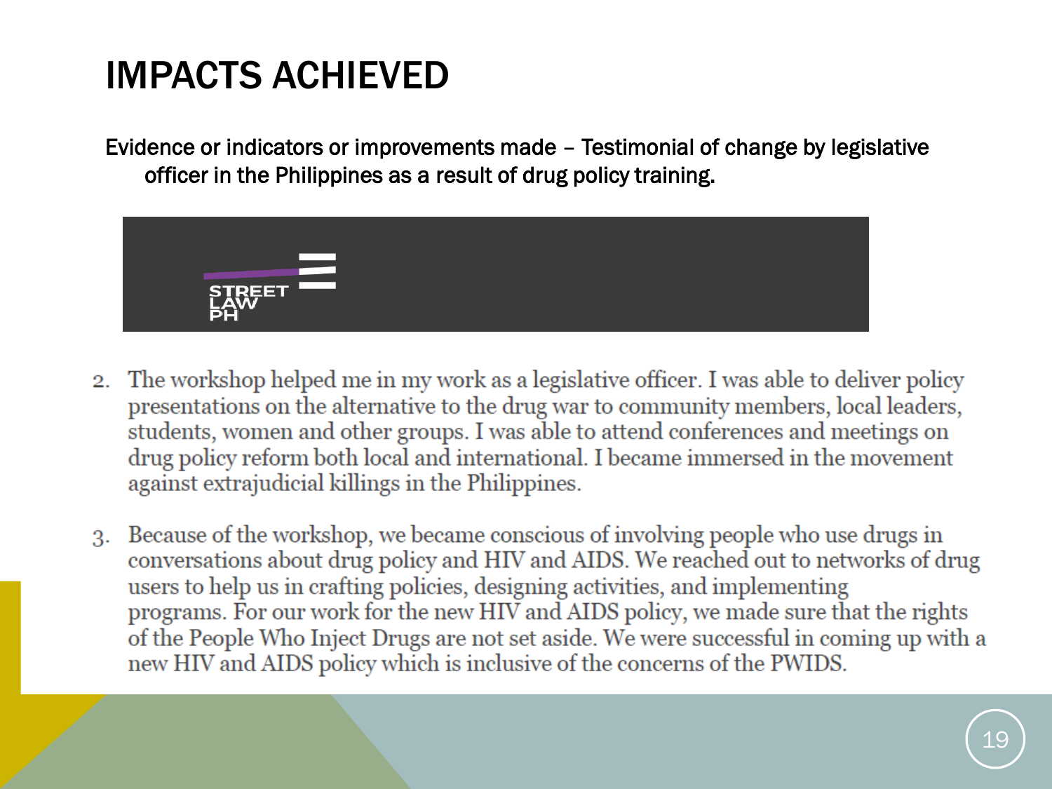# IMPACTS ACHIEVED

Evidence or indicators or improvements made – Testimonial of change by legislative officer in the Philippines as a result of drug policy training.

STREET LAW PH

2. The workshop helped me in my work as a legislative officer. I was able to deliver policy presentations on the alternative to the drug war to community members, local leaders, students, women and other groups. I was able to attend conferences and meetings on drug policy reform both local and international. I became immersed in the movement against extrajudicial killings in the Philippines.

3. Because of the workshop, we became conscious of involving people who use drugs in conversations about drug policy and HIV and AIDS. We reached out to networks of drug users to help us in crafting policies, designing activities, and implementing programs. For our work for the new HIV and AIDS policy, we made sure that the rights of the People Who Inject Drugs are not set aside. We were successful in coming up with a new HIV and AIDS policy which is inclusive of the concerns of the PWIDS.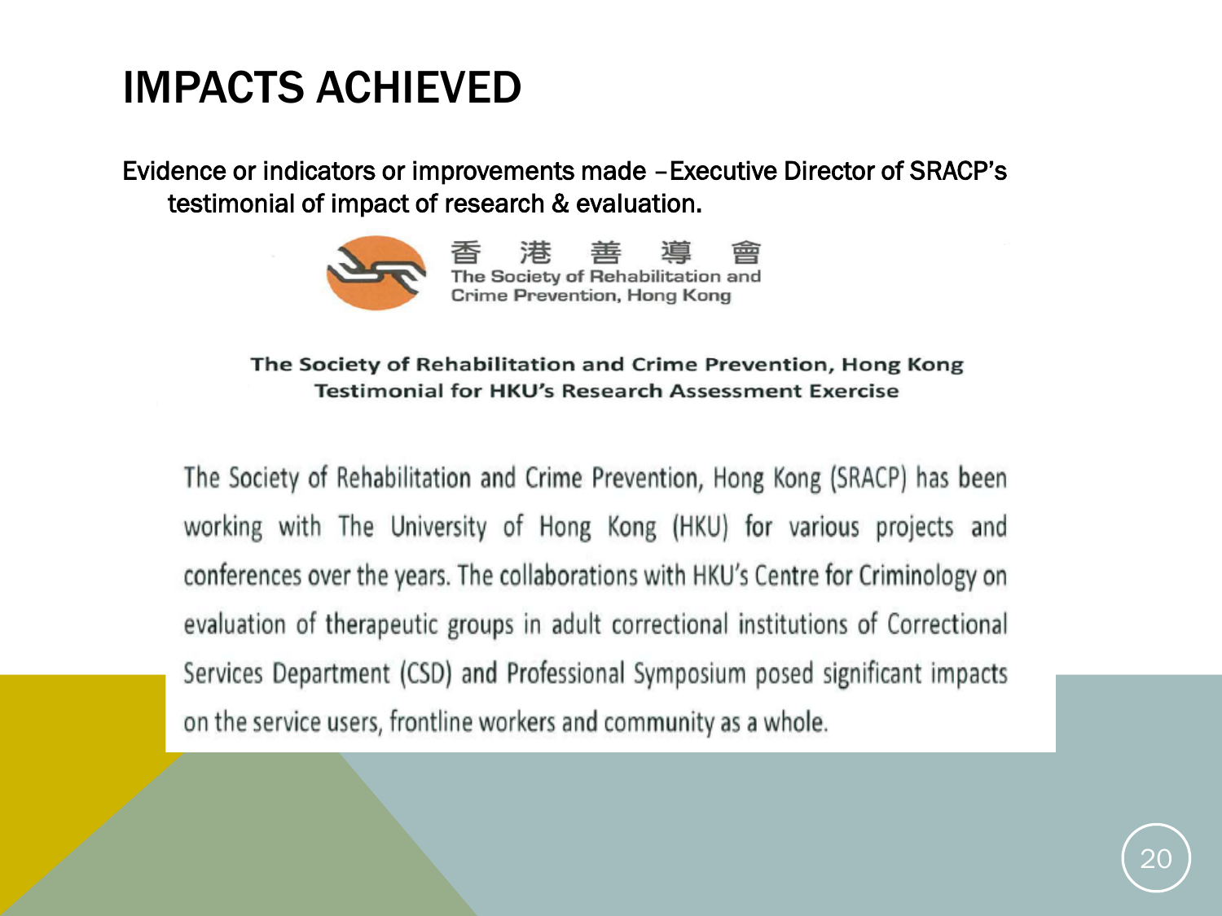# IMPACTS ACHIEVED

Evidence or indicators or improvements made –Executive Director of SRACP's testimonial of impact of research & evaluation.

香 港 善 導 會
The Society of Rehabilitation and Crime Prevention, Hong Kong

**The Society of Rehabilitation and Crime Prevention, Hong Kong**
**Testimonial for HKU's Research Assessment Exercise**

The Society of Rehabilitation and Crime Prevention, Hong Kong (SRACP) has been working with The University of Hong Kong (HKU) for various projects and conferences over the years. The collaborations with HKU's Centre for Criminology on evaluation of therapeutic groups in adult correctional institutions of Correctional Services Department (CSD) and Professional Symposium posed significant impacts on the service users, frontline workers and community as a whole.